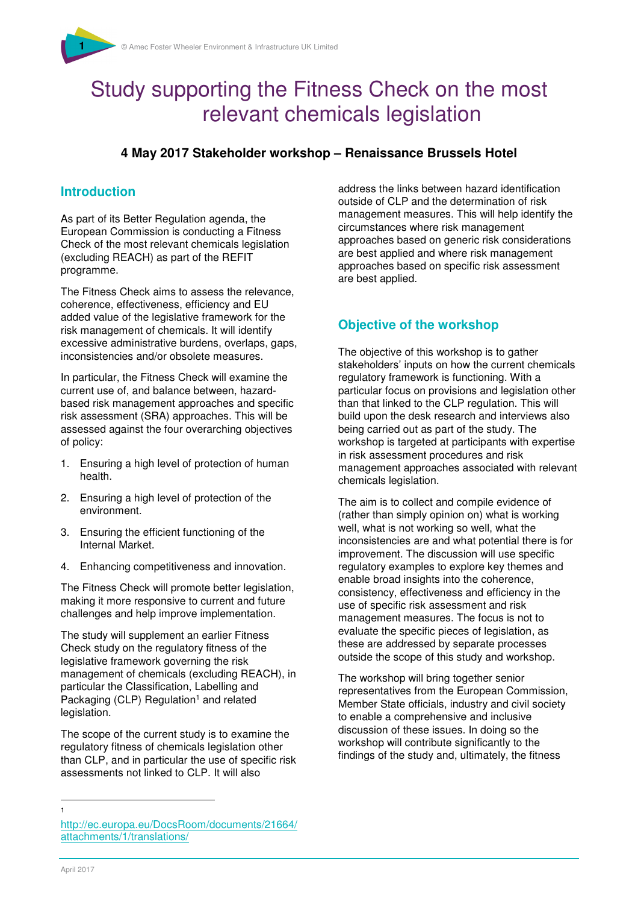# Study supporting the Fitness Check on the most relevant chemicals legislation

### 4 May 2017 Stakeholder workshop – Renaissance Brussels Hotel

## Introduction

As part of its Better Regulation agenda, the European Commission is conducting a Fitness Check of the most relevant chemicals legislation (excluding REACH) as part of the REFIT programme.

The Fitness Check aims to assess the relevance, coherence, effectiveness, efficiency and EU added value of the legislative framework for the risk management of chemicals. It will identify excessive administrative burdens, overlaps, gaps, inconsistencies and/or obsolete measures.

In particular, the Fitness Check will examine the current use of, and balance between, hazard-based risk management approaches and specific risk assessment (SRA) approaches. This will be assessed against the four overarching objectives of policy:

1. Ensuring a high level of protection of human health.
2. Ensuring a high level of protection of the environment.
3. Ensuring the efficient functioning of the Internal Market.
4. Enhancing competitiveness and innovation.

The Fitness Check will promote better legislation, making it more responsive to current and future challenges and help improve implementation.

The study will supplement an earlier Fitness Check study on the regulatory fitness of the legislative framework governing the risk management of chemicals (excluding REACH), in particular the Classification, Labelling and Packaging (CLP) Regulation[1] and related legislation.

The scope of the current study is to examine the regulatory fitness of chemicals legislation other than CLP, and in particular the use of specific risk assessments not linked to CLP. It will also address the links between hazard identification outside of CLP and the determination of risk management measures. This will help identify the circumstances where risk management approaches based on generic risk considerations are best applied and where risk management approaches based on specific risk assessment are best applied.

## Objective of the workshop

The objective of this workshop is to gather stakeholders' inputs on how the current chemicals regulatory framework is functioning. With a particular focus on provisions and legislation other than that linked to the CLP regulation. This will build upon the desk research and interviews also being carried out as part of the study. The workshop is targeted at participants with expertise in risk assessment procedures and risk management approaches associated with relevant chemicals legislation.

The aim is to collect and compile evidence of (rather than simply opinion on) what is working well, what is not working so well, what the inconsistencies are and what potential there is for improvement. The discussion will use specific regulatory examples to explore key themes and enable broad insights into the coherence, consistency, effectiveness and efficiency in the use of specific risk assessment and risk management measures. The focus is not to evaluate the specific pieces of legislation, as these are addressed by separate processes outside the scope of this study and workshop.

The workshop will bring together senior representatives from the European Commission, Member State officials, industry and civil society to enable a comprehensive and inclusive discussion of these issues. In doing so the workshop will contribute significantly to the findings of the study and, ultimately, the fitness

---

[1] http://ec.europa.eu/DocsRoom/documents/21664/attachments/1/translations/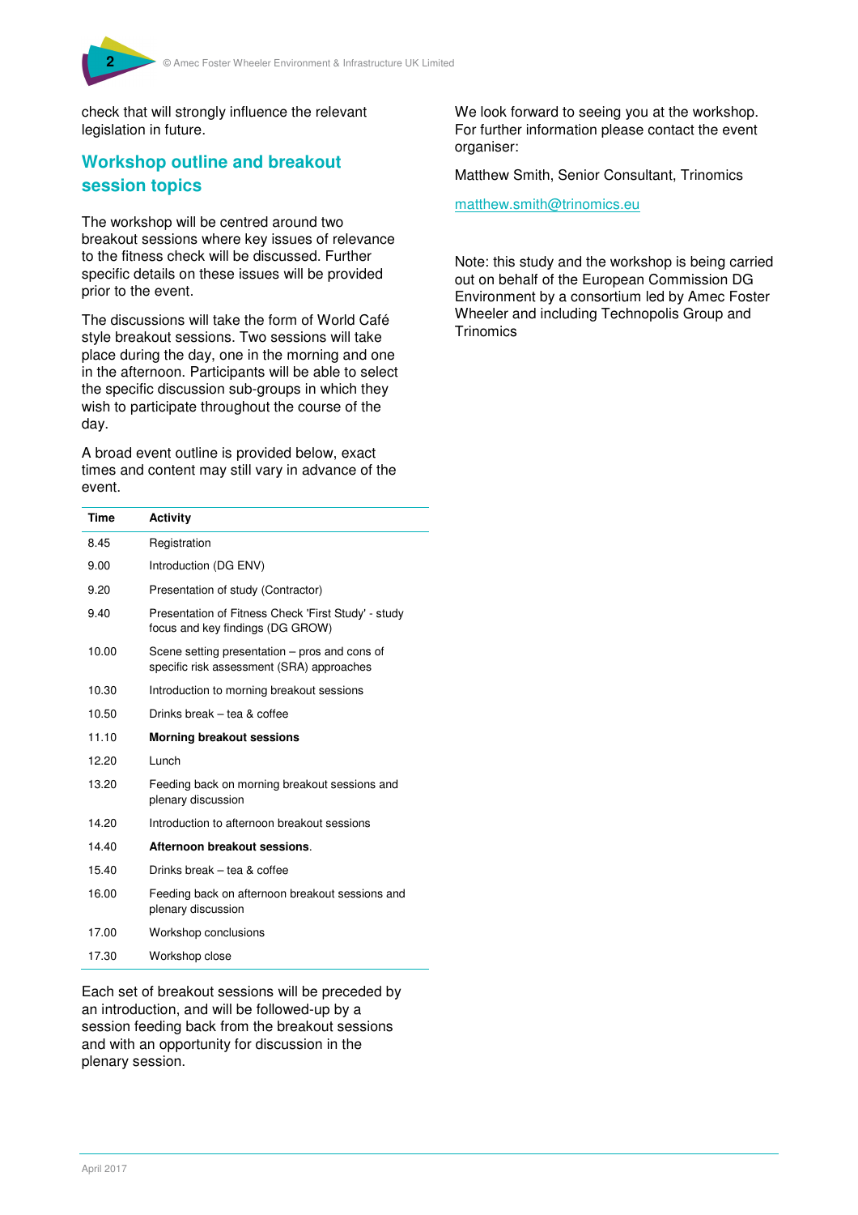check that will strongly influence the relevant legislation in future.

## Workshop outline and breakout session topics

The workshop will be centred around two breakout sessions where key issues of relevance to the fitness check will be discussed. Further specific details on these issues will be provided prior to the event.

The discussions will take the form of World Café style breakout sessions. Two sessions will take place during the day, one in the morning and one in the afternoon. Participants will be able to select the specific discussion sub-groups in which they wish to participate throughout the course of the day.

A broad event outline is provided below, exact times and content may still vary in advance of the event.

| Time | Activity |
|---|---|
| 8.45 | Registration |
| 9.00 | Introduction (DG ENV) |
| 9.20 | Presentation of study (Contractor) |
| 9.40 | Presentation of Fitness Check 'First Study' - study focus and key findings (DG GROW) |
| 10.00 | Scene setting presentation – pros and cons of specific risk assessment (SRA) approaches |
| 10.30 | Introduction to morning breakout sessions |
| 10.50 | Drinks break – tea & coffee |
| 11.10 | **Morning breakout sessions** |
| 12.20 | Lunch |
| 13.20 | Feeding back on morning breakout sessions and plenary discussion |
| 14.20 | Introduction to afternoon breakout sessions |
| 14.40 | **Afternoon breakout sessions**. |
| 15.40 | Drinks break – tea & coffee |
| 16.00 | Feeding back on afternoon breakout sessions and plenary discussion |
| 17.00 | Workshop conclusions |
| 17.30 | Workshop close |

Each set of breakout sessions will be preceded by an introduction, and will be followed-up by a session feeding back from the breakout sessions and with an opportunity for discussion in the plenary session.

We look forward to seeing you at the workshop. For further information please contact the event organiser:

Matthew Smith, Senior Consultant, Trinomics

matthew.smith@trinomics.eu

Note: this study and the workshop is being carried out on behalf of the European Commission DG Environment by a consortium led by Amec Foster Wheeler and including Technopolis Group and Trinomics